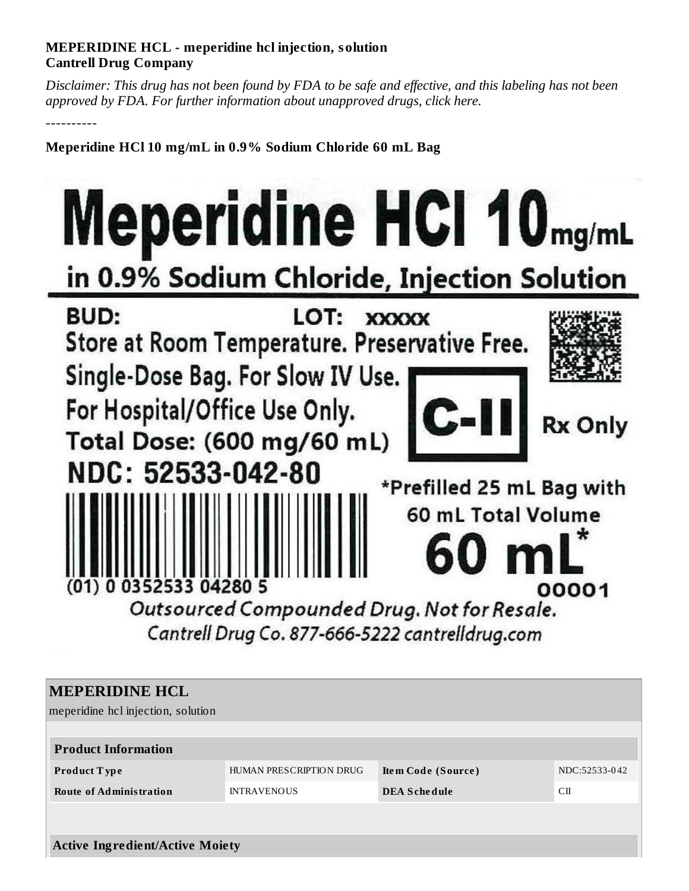**MEPERIDINE HCL - meperidine hcl injection, solution**
**Cantrell Drug Company**

*Disclaimer: This drug has not been found by FDA to be safe and effective, and this labeling has not been approved by FDA. For further information about unapproved drugs, click here.*

----------

**Meperidine HCl 10 mg/mL in 0.9% Sodium Chloride 60 mL Bag**

# Meperidine HCl 10 mg/mL

in 0.9% Sodium Chloride, Injection Solution

BUD: LOT: XXXXX

Store at Room Temperature. Preservative Free.

Single-Dose Bag. For Slow IV Use.

For Hospital/Office Use Only.

Total Dose: (600 mg/60 mL)

C-II

Rx Only

NDC: 52533-042-80

*Prefilled 25 mL Bag with 60 mL Total Volume

60 mL*

(01) 0 0352533 04280 5

00001

*Outsourced Compounded Drug. Not for Resale.*

*Cantrell Drug Co. 877-666-5222 cantrelldrug.com*

## MEPERIDINE HCL

meperidine hcl injection, solution

| Product Information | | | |
|---|---|---|---|
| **Product Type** | HUMAN PRESCRIPTION DRUG | **Item Code (Source)** | NDC:52533-042 |
| **Route of Administration** | INTRAVENOUS | **DEA Schedule** | CII |

**Active Ingredient/Active Moiety**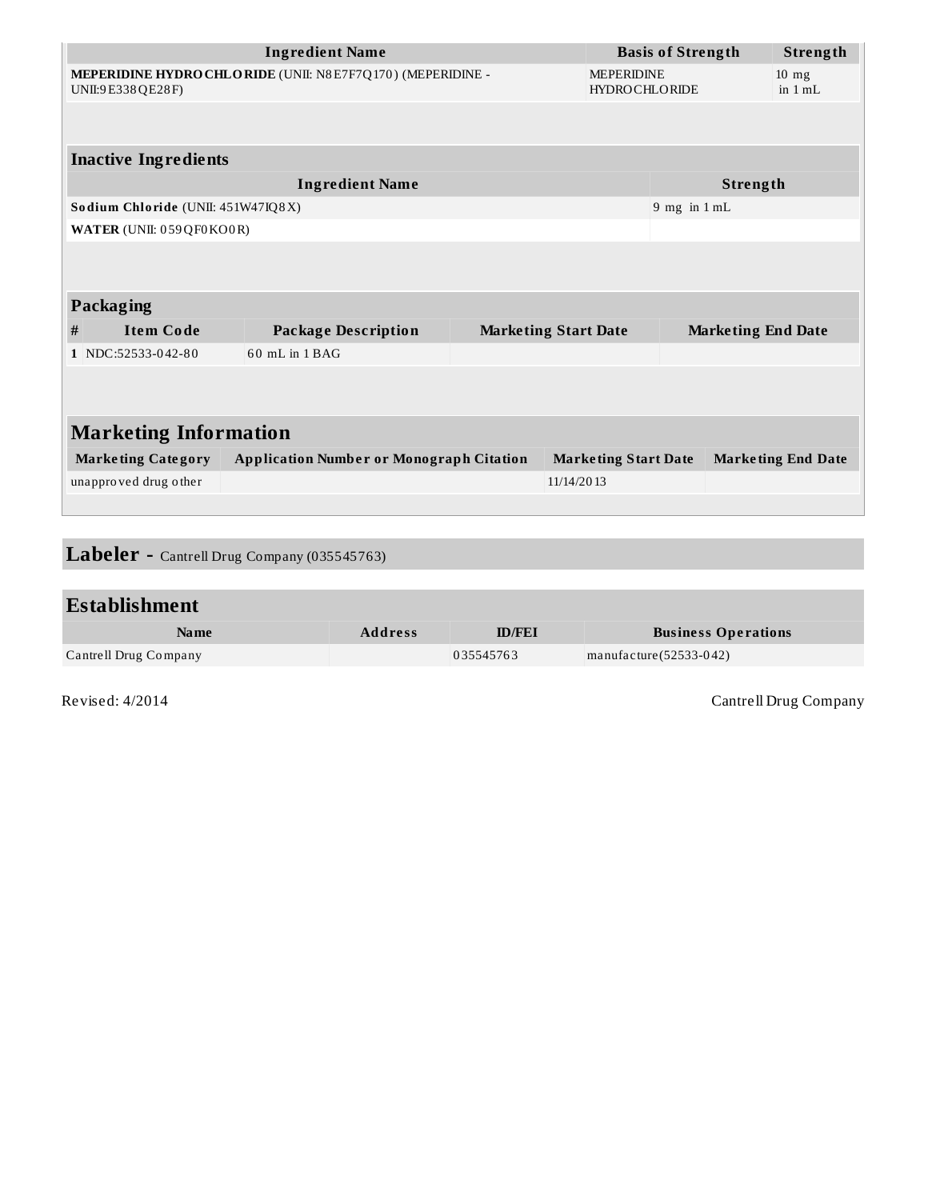| Ingredient Name | Basis of Strength | Strength |
|---|---|---|
| **MEPERIDINE HYDROCHLORIDE** (UNII: N8E7F7Q170) (MEPERIDINE - UNII:9E338QE28F) | MEPERIDINE HYDROCHLORIDE | 10 mg in 1 mL |

## Inactive Ingredients

| Ingredient Name | Strength |
|---|---|
| **Sodium Chloride** (UNII: 451W47IQ8X) | 9 mg in 1 mL |
| **WATER** (UNII: 059QF0KO0R) | |

## Packaging

| # | Item Code | Package Description | Marketing Start Date | Marketing End Date |
|---|---|---|---|---|
| 1 | NDC:52533-042-80 | 60 mL in 1 BAG | | |

## Marketing Information

| Marketing Category | Application Number or Monograph Citation | Marketing Start Date | Marketing End Date |
|---|---|---|---|
| unapproved drug other | | 11/14/2013 | |

## Labeler - Cantrell Drug Company (035545763)

## Establishment

| Name | Address | ID/FEI | Business Operations |
|---|---|---|---|
| Cantrell Drug Company | | 035545763 | manufacture(52533-042) |

Revised: 4/2014

Cantrell Drug Company